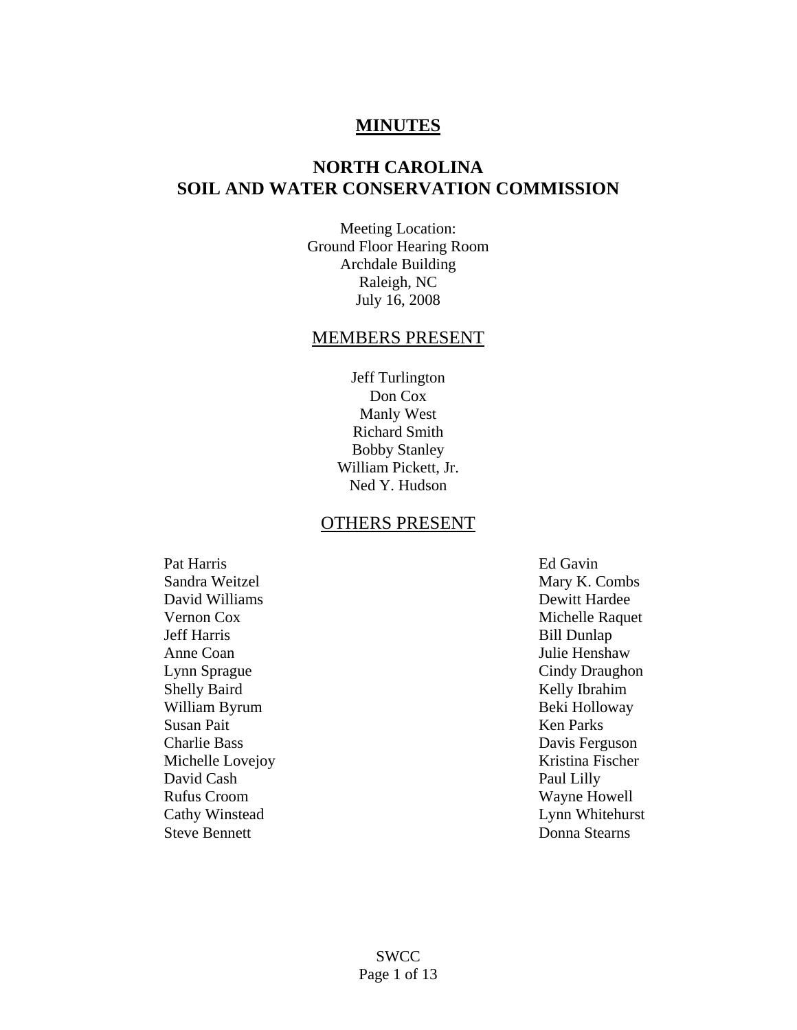# MINUTES

## NORTH CAROLINA
## SOIL AND WATER CONSERVATION COMMISSION

Meeting Location:
Ground Floor Hearing Room
Archdale Building
Raleigh, NC
July 16, 2008

### MEMBERS PRESENT

Jeff Turlington
Don Cox
Manly West
Richard Smith
Bobby Stanley
William Pickett, Jr.
Ned Y. Hudson

### OTHERS PRESENT

Pat Harris
Sandra Weitzel
David Williams
Vernon Cox
Jeff Harris
Anne Coan
Lynn Sprague
Shelly Baird
William Byrum
Susan Pait
Charlie Bass
Michelle Lovejoy
David Cash
Rufus Croom
Cathy Winstead
Steve Bennett
Ed Gavin
Mary K. Combs
Dewitt Hardee
Michelle Raquet
Bill Dunlap
Julie Henshaw
Cindy Draughon
Kelly Ibrahim
Beki Holloway
Ken Parks
Davis Ferguson
Kristina Fischer
Paul Lilly
Wayne Howell
Lynn Whitehurst
Donna Stearns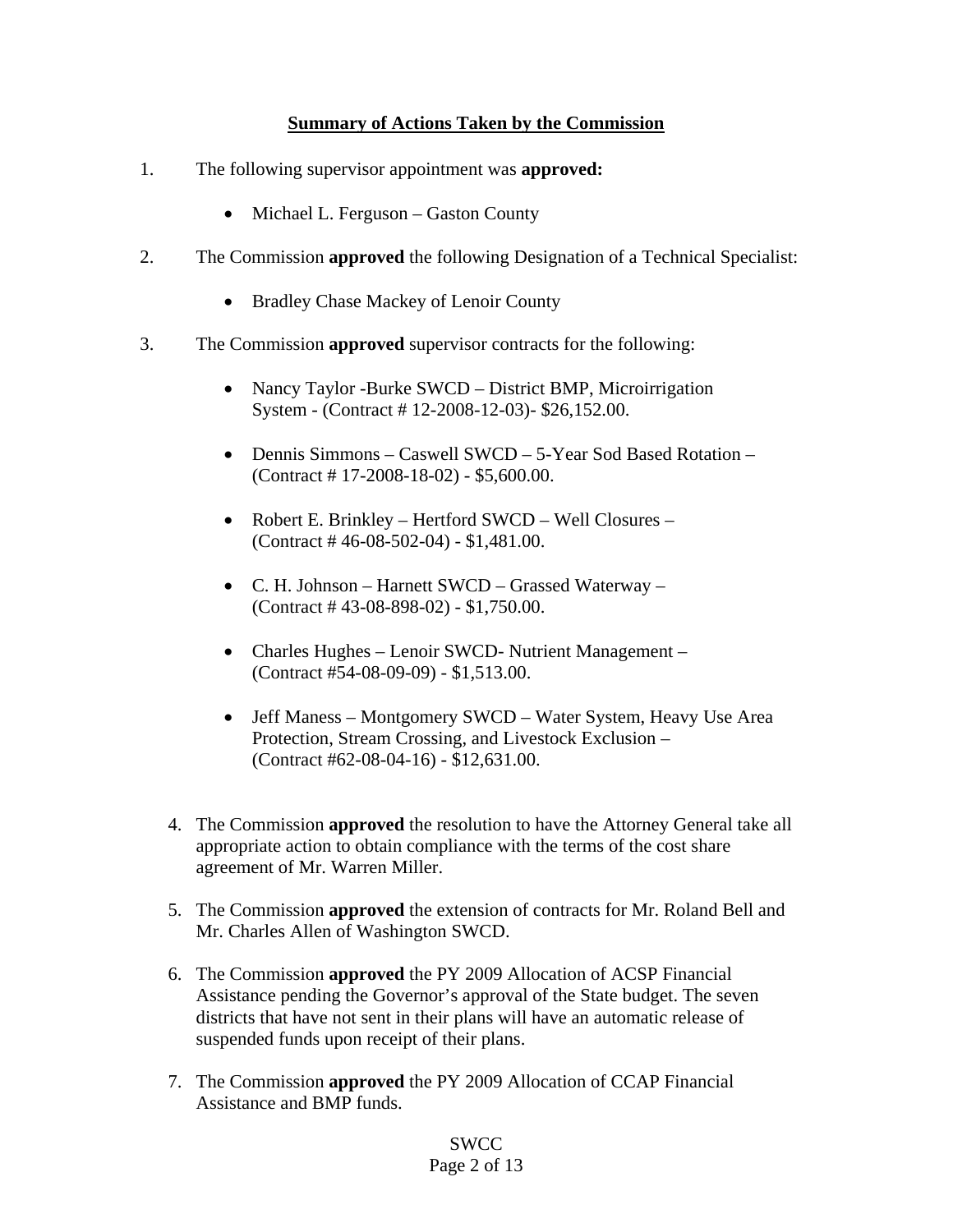## Summary of Actions Taken by the Commission

1. The following supervisor appointment was **approved:**

    - Michael L. Ferguson – Gaston County

2. The Commission **approved** the following Designation of a Technical Specialist:

    - Bradley Chase Mackey of Lenoir County

3. The Commission **approved** supervisor contracts for the following:

    - Nancy Taylor -Burke SWCD – District BMP, Microirrigation System - (Contract # 12-2008-12-03)- $26,152.00.

    - Dennis Simmons – Caswell SWCD – 5-Year Sod Based Rotation – (Contract # 17-2008-18-02) - $5,600.00.

    - Robert E. Brinkley – Hertford SWCD – Well Closures – (Contract # 46-08-502-04) - $1,481.00.

    - C. H. Johnson – Harnett SWCD – Grassed Waterway – (Contract # 43-08-898-02) - $1,750.00.

    - Charles Hughes – Lenoir SWCD- Nutrient Management – (Contract #54-08-09-09) - $1,513.00.

    - Jeff Maness – Montgomery SWCD – Water System, Heavy Use Area Protection, Stream Crossing, and Livestock Exclusion – (Contract #62-08-04-16) - $12,631.00.

4. The Commission **approved** the resolution to have the Attorney General take all appropriate action to obtain compliance with the terms of the cost share agreement of Mr. Warren Miller.

5. The Commission **approved** the extension of contracts for Mr. Roland Bell and Mr. Charles Allen of Washington SWCD.

6. The Commission **approved** the PY 2009 Allocation of ACSP Financial Assistance pending the Governor's approval of the State budget. The seven districts that have not sent in their plans will have an automatic release of suspended funds upon receipt of their plans.

7. The Commission **approved** the PY 2009 Allocation of CCAP Financial Assistance and BMP funds.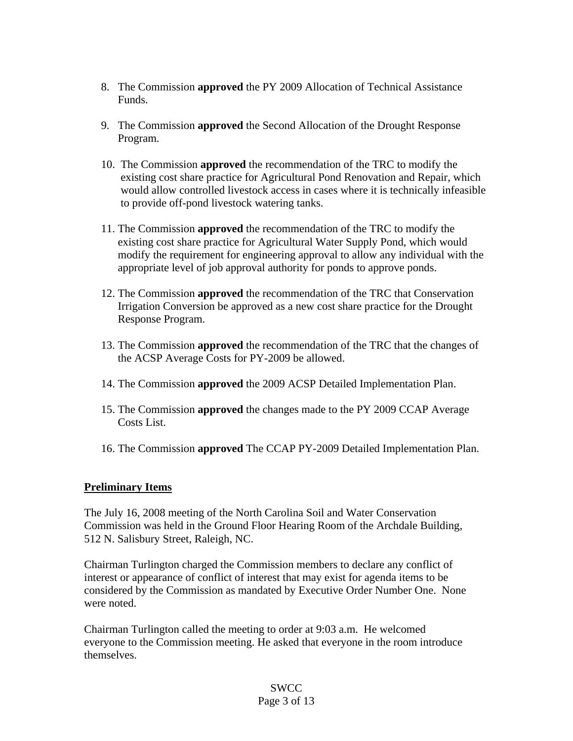8. The Commission **approved** the PY 2009 Allocation of Technical Assistance Funds.

9. The Commission **approved** the Second Allocation of the Drought Response Program.

10. The Commission **approved** the recommendation of the TRC to modify the existing cost share practice for Agricultural Pond Renovation and Repair, which would allow controlled livestock access in cases where it is technically infeasible to provide off-pond livestock watering tanks.

11. The Commission **approved** the recommendation of the TRC to modify the existing cost share practice for Agricultural Water Supply Pond, which would modify the requirement for engineering approval to allow any individual with the appropriate level of job approval authority for ponds to approve ponds.

12. The Commission **approved** the recommendation of the TRC that Conservation Irrigation Conversion be approved as a new cost share practice for the Drought Response Program.

13. The Commission **approved** the recommendation of the TRC that the changes of the ACSP Average Costs for PY-2009 be allowed.

14. The Commission **approved** the 2009 ACSP Detailed Implementation Plan.

15. The Commission **approved** the changes made to the PY 2009 CCAP Average Costs List.

16. The Commission **approved** The CCAP PY-2009 Detailed Implementation Plan.

## Preliminary Items

The July 16, 2008 meeting of the North Carolina Soil and Water Conservation Commission was held in the Ground Floor Hearing Room of the Archdale Building, 512 N. Salisbury Street, Raleigh, NC.

Chairman Turlington charged the Commission members to declare any conflict of interest or appearance of conflict of interest that may exist for agenda items to be considered by the Commission as mandated by Executive Order Number One. None were noted.

Chairman Turlington called the meeting to order at 9:03 a.m. He welcomed everyone to the Commission meeting. He asked that everyone in the room introduce themselves.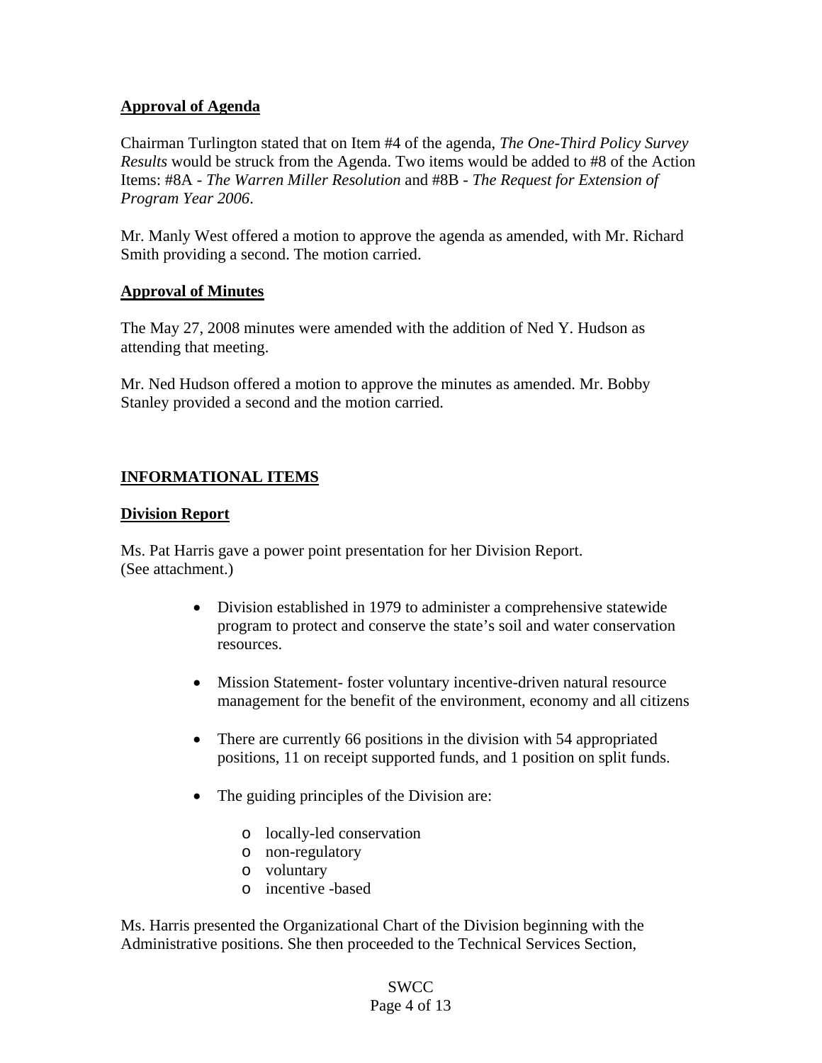## Approval of Agenda

Chairman Turlington stated that on Item #4 of the agenda, *The One-Third Policy Survey Results* would be struck from the Agenda. Two items would be added to #8 of the Action Items: #8A - *The Warren Miller Resolution* and #8B - *The Request for Extension of Program Year 2006*.

Mr. Manly West offered a motion to approve the agenda as amended, with Mr. Richard Smith providing a second. The motion carried.

## Approval of Minutes

The May 27, 2008 minutes were amended with the addition of Ned Y. Hudson as attending that meeting.

Mr. Ned Hudson offered a motion to approve the minutes as amended. Mr. Bobby Stanley provided a second and the motion carried.

## INFORMATIONAL ITEMS

## Division Report

Ms. Pat Harris gave a power point presentation for her Division Report.
(See attachment.)

- Division established in 1979 to administer a comprehensive statewide program to protect and conserve the state's soil and water conservation resources.
- Mission Statement- foster voluntary incentive-driven natural resource management for the benefit of the environment, economy and all citizens
- There are currently 66 positions in the division with 54 appropriated positions, 11 on receipt supported funds, and 1 position on split funds.
- The guiding principles of the Division are:
  - locally-led conservation
  - non-regulatory
  - voluntary
  - incentive -based

Ms. Harris presented the Organizational Chart of the Division beginning with the Administrative positions. She then proceeded to the Technical Services Section,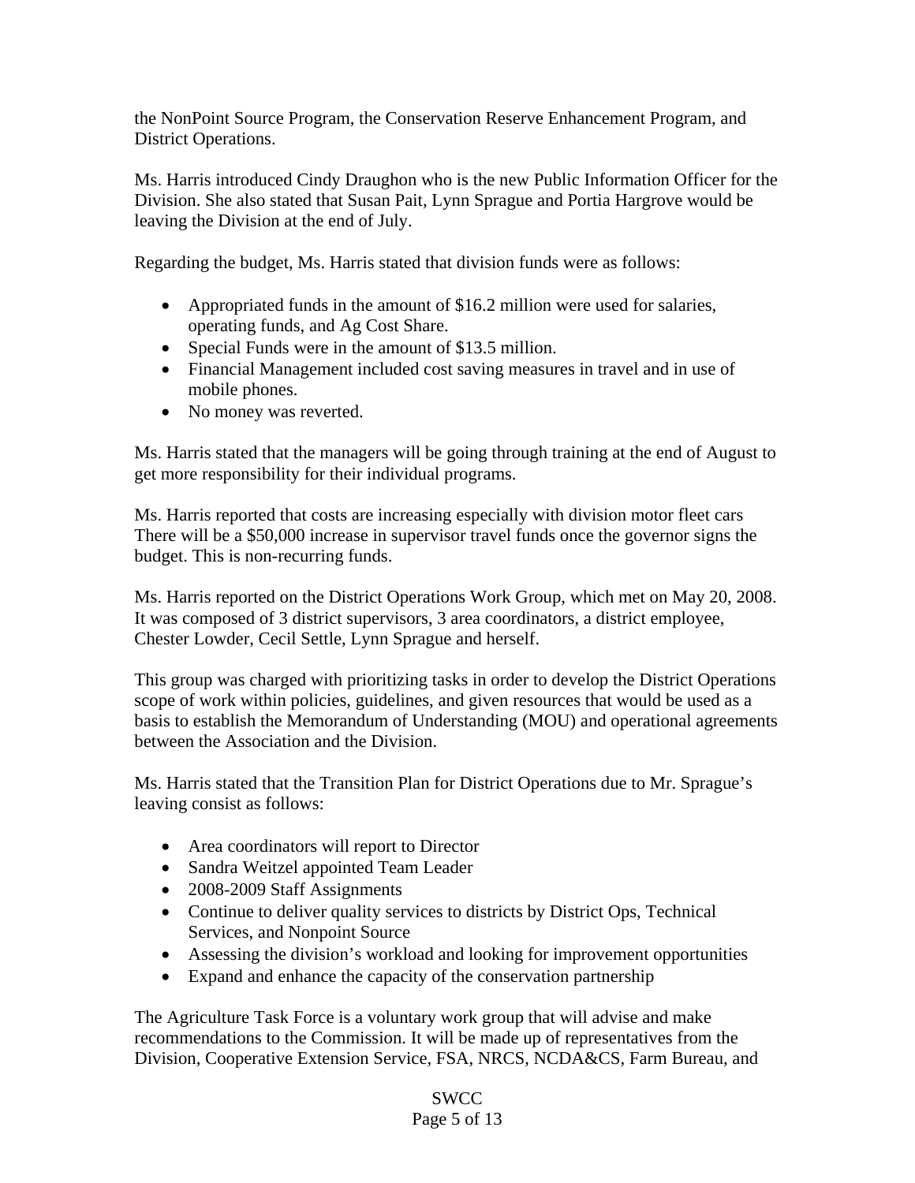the NonPoint Source Program, the Conservation Reserve Enhancement Program, and District Operations.

Ms. Harris introduced Cindy Draughon who is the new Public Information Officer for the Division. She also stated that Susan Pait, Lynn Sprague and Portia Hargrove would be leaving the Division at the end of July.

Regarding the budget, Ms. Harris stated that division funds were as follows:

- Appropriated funds in the amount of $16.2 million were used for salaries, operating funds, and Ag Cost Share.
- Special Funds were in the amount of $13.5 million.
- Financial Management included cost saving measures in travel and in use of mobile phones.
- No money was reverted.

Ms. Harris stated that the managers will be going through training at the end of August to get more responsibility for their individual programs.

Ms. Harris reported that costs are increasing especially with division motor fleet cars There will be a $50,000 increase in supervisor travel funds once the governor signs the budget. This is non-recurring funds.

Ms. Harris reported on the District Operations Work Group, which met on May 20, 2008. It was composed of 3 district supervisors, 3 area coordinators, a district employee, Chester Lowder, Cecil Settle, Lynn Sprague and herself.

This group was charged with prioritizing tasks in order to develop the District Operations scope of work within policies, guidelines, and given resources that would be used as a basis to establish the Memorandum of Understanding (MOU) and operational agreements between the Association and the Division.

Ms. Harris stated that the Transition Plan for District Operations due to Mr. Sprague's leaving consist as follows:

- Area coordinators will report to Director
- Sandra Weitzel appointed Team Leader
- 2008-2009 Staff Assignments
- Continue to deliver quality services to districts by District Ops, Technical Services, and Nonpoint Source
- Assessing the division's workload and looking for improvement opportunities
- Expand and enhance the capacity of the conservation partnership

The Agriculture Task Force is a voluntary work group that will advise and make recommendations to the Commission. It will be made up of representatives from the Division, Cooperative Extension Service, FSA, NRCS, NCDA&CS, Farm Bureau, and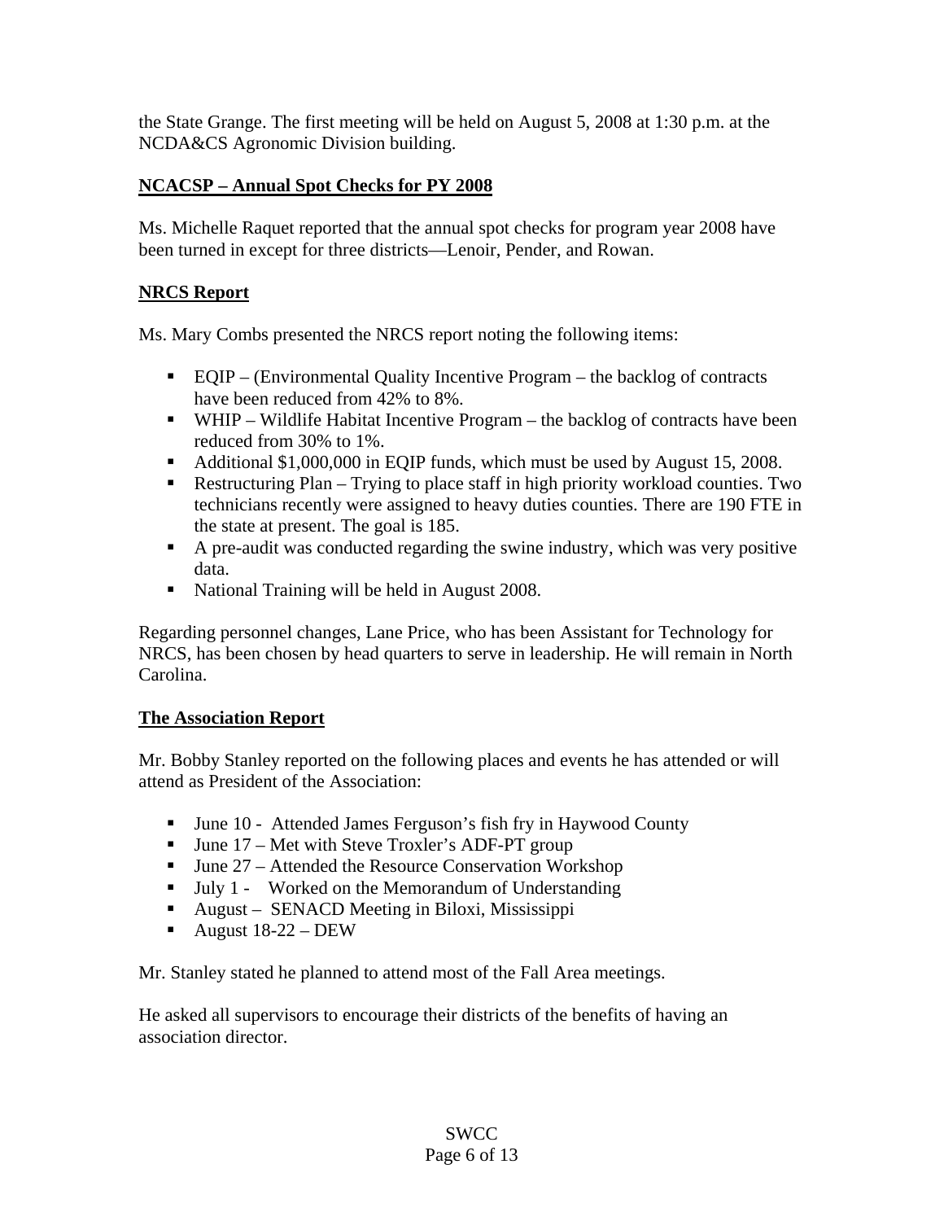the State Grange. The first meeting will be held on August 5, 2008 at 1:30 p.m. at the NCDA&CS Agronomic Division building.

## NCACSP – Annual Spot Checks for PY 2008

Ms. Michelle Raquet reported that the annual spot checks for program year 2008 have been turned in except for three districts—Lenoir, Pender, and Rowan.

## NRCS Report

Ms. Mary Combs presented the NRCS report noting the following items:

- EQIP – (Environmental Quality Incentive Program – the backlog of contracts have been reduced from 42% to 8%.
- WHIP – Wildlife Habitat Incentive Program – the backlog of contracts have been reduced from 30% to 1%.
- Additional $1,000,000 in EQIP funds, which must be used by August 15, 2008.
- Restructuring Plan – Trying to place staff in high priority workload counties. Two technicians recently were assigned to heavy duties counties. There are 190 FTE in the state at present. The goal is 185.
- A pre-audit was conducted regarding the swine industry, which was very positive data.
- National Training will be held in August 2008.

Regarding personnel changes, Lane Price, who has been Assistant for Technology for NRCS, has been chosen by head quarters to serve in leadership. He will remain in North Carolina.

## The Association Report

Mr. Bobby Stanley reported on the following places and events he has attended or will attend as President of the Association:

- June 10 - Attended James Ferguson's fish fry in Haywood County
- June 17 – Met with Steve Troxler's ADF-PT group
- June 27 – Attended the Resource Conservation Workshop
- July 1 - Worked on the Memorandum of Understanding
- August – SENACD Meeting in Biloxi, Mississippi
- August 18-22 – DEW

Mr. Stanley stated he planned to attend most of the Fall Area meetings.

He asked all supervisors to encourage their districts of the benefits of having an association director.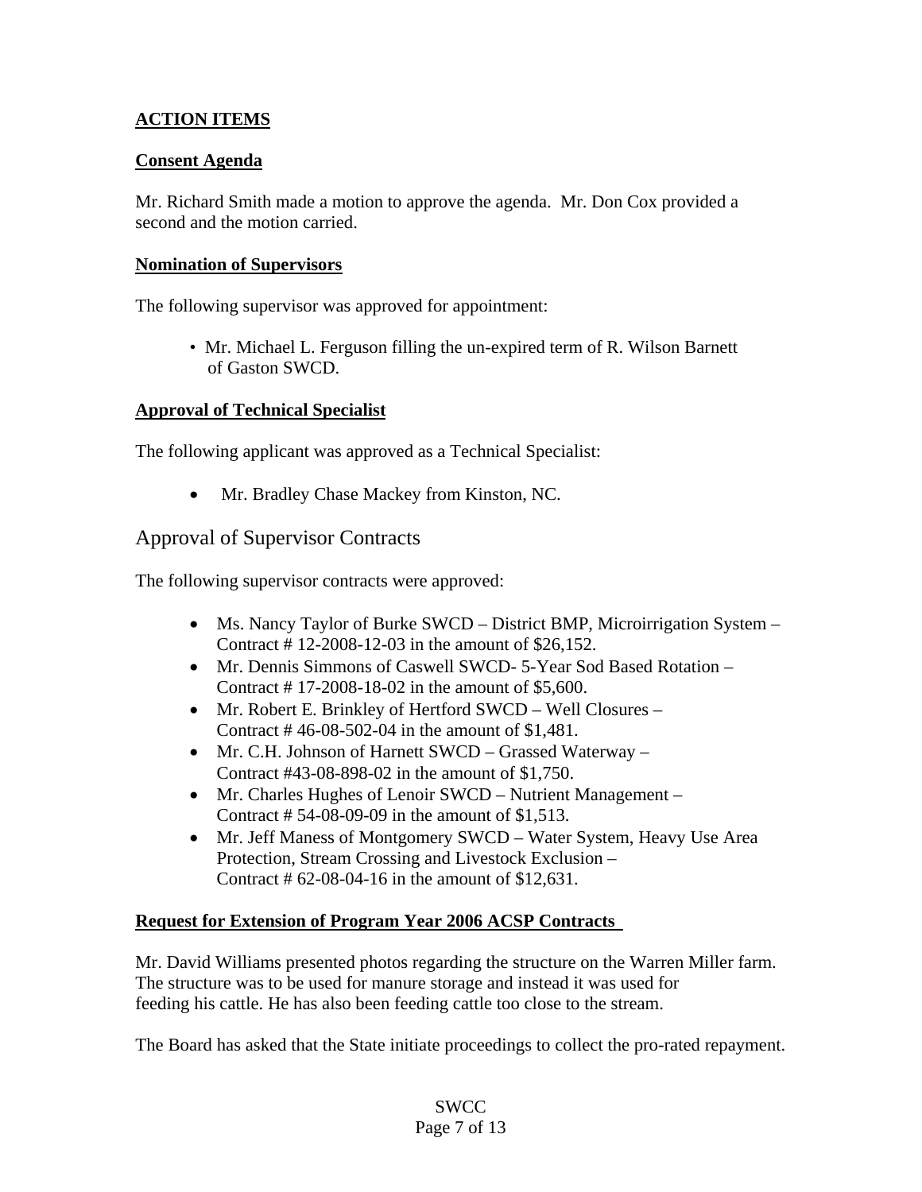## ACTION ITEMS

### Consent Agenda

Mr. Richard Smith made a motion to approve the agenda. Mr. Don Cox provided a second and the motion carried.

### Nomination of Supervisors

The following supervisor was approved for appointment:

- Mr. Michael L. Ferguson filling the un-expired term of R. Wilson Barnett of Gaston SWCD.

### Approval of Technical Specialist

The following applicant was approved as a Technical Specialist:

- Mr. Bradley Chase Mackey from Kinston, NC.

### Approval of Supervisor Contracts

The following supervisor contracts were approved:

- Ms. Nancy Taylor of Burke SWCD – District BMP, Microirrigation System – Contract # 12-2008-12-03 in the amount of $26,152.
- Mr. Dennis Simmons of Caswell SWCD- 5-Year Sod Based Rotation – Contract # 17-2008-18-02 in the amount of $5,600.
- Mr. Robert E. Brinkley of Hertford SWCD – Well Closures – Contract # 46-08-502-04 in the amount of $1,481.
- Mr. C.H. Johnson of Harnett SWCD – Grassed Waterway – Contract #43-08-898-02 in the amount of $1,750.
- Mr. Charles Hughes of Lenoir SWCD – Nutrient Management – Contract # 54-08-09-09 in the amount of $1,513.
- Mr. Jeff Maness of Montgomery SWCD – Water System, Heavy Use Area Protection, Stream Crossing and Livestock Exclusion – Contract # 62-08-04-16 in the amount of $12,631.

### Request for Extension of Program Year 2006 ACSP Contracts

Mr. David Williams presented photos regarding the structure on the Warren Miller farm. The structure was to be used for manure storage and instead it was used for feeding his cattle. He has also been feeding cattle too close to the stream.

The Board has asked that the State initiate proceedings to collect the pro-rated repayment.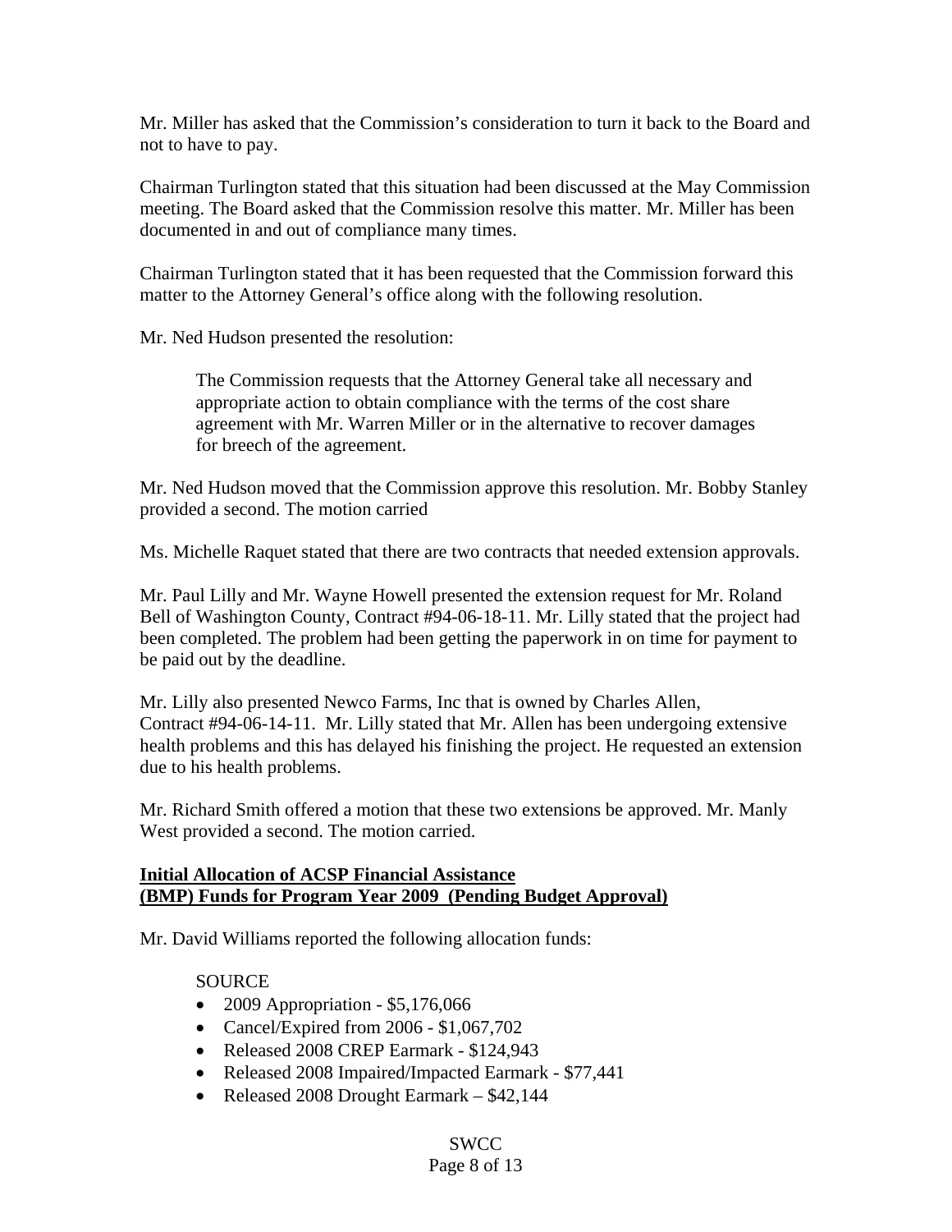Mr. Miller has asked that the Commission's consideration to turn it back to the Board and not to have to pay.

Chairman Turlington stated that this situation had been discussed at the May Commission meeting. The Board asked that the Commission resolve this matter. Mr. Miller has been documented in and out of compliance many times.

Chairman Turlington stated that it has been requested that the Commission forward this matter to the Attorney General's office along with the following resolution.

Mr. Ned Hudson presented the resolution:

> The Commission requests that the Attorney General take all necessary and appropriate action to obtain compliance with the terms of the cost share agreement with Mr. Warren Miller or in the alternative to recover damages for breech of the agreement.

Mr. Ned Hudson moved that the Commission approve this resolution. Mr. Bobby Stanley provided a second. The motion carried

Ms. Michelle Raquet stated that there are two contracts that needed extension approvals.

Mr. Paul Lilly and Mr. Wayne Howell presented the extension request for Mr. Roland Bell of Washington County, Contract #94-06-18-11. Mr. Lilly stated that the project had been completed. The problem had been getting the paperwork in on time for payment to be paid out by the deadline.

Mr. Lilly also presented Newco Farms, Inc that is owned by Charles Allen, Contract #94-06-14-11. Mr. Lilly stated that Mr. Allen has been undergoing extensive health problems and this has delayed his finishing the project. He requested an extension due to his health problems.

Mr. Richard Smith offered a motion that these two extensions be approved. Mr. Manly West provided a second. The motion carried.

**Initial Allocation of ACSP Financial Assistance (BMP) Funds for Program Year 2009 (Pending Budget Approval)**

Mr. David Williams reported the following allocation funds:

SOURCE

- 2009 Appropriation - $5,176,066
- Cancel/Expired from 2006 - $1,067,702
- Released 2008 CREP Earmark - $124,943
- Released 2008 Impaired/Impacted Earmark - $77,441
- Released 2008 Drought Earmark – $42,144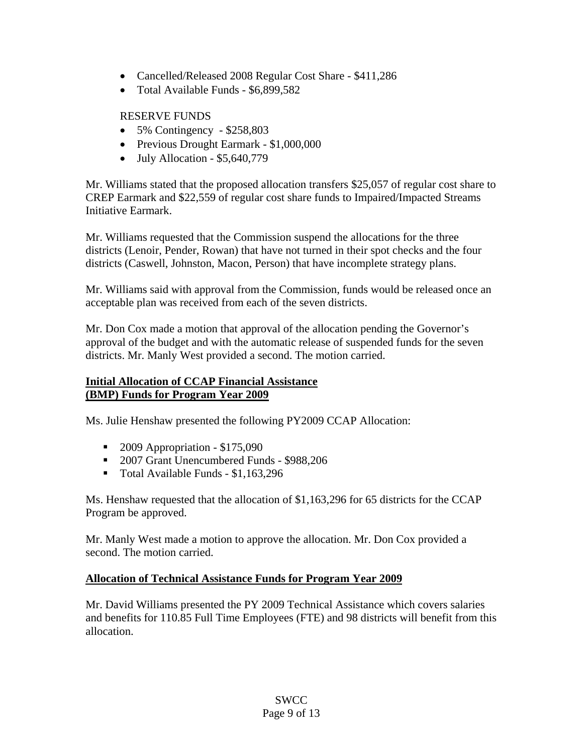- Cancelled/Released 2008 Regular Cost Share - $411,286
- Total Available Funds - $6,899,582

RESERVE FUNDS

- 5% Contingency - $258,803
- Previous Drought Earmark - $1,000,000
- July Allocation - $5,640,779

Mr. Williams stated that the proposed allocation transfers $25,057 of regular cost share to CREP Earmark and $22,559 of regular cost share funds to Impaired/Impacted Streams Initiative Earmark.

Mr. Williams requested that the Commission suspend the allocations for the three districts (Lenoir, Pender, Rowan) that have not turned in their spot checks and the four districts (Caswell, Johnston, Macon, Person) that have incomplete strategy plans.

Mr. Williams said with approval from the Commission, funds would be released once an acceptable plan was received from each of the seven districts.

Mr. Don Cox made a motion that approval of the allocation pending the Governor's approval of the budget and with the automatic release of suspended funds for the seven districts. Mr. Manly West provided a second. The motion carried.

**Initial Allocation of CCAP Financial Assistance (BMP) Funds for Program Year 2009**

Ms. Julie Henshaw presented the following PY2009 CCAP Allocation:

- 2009 Appropriation - $175,090
- 2007 Grant Unencumbered Funds - $988,206
- Total Available Funds - $1,163,296

Ms. Henshaw requested that the allocation of $1,163,296 for 65 districts for the CCAP Program be approved.

Mr. Manly West made a motion to approve the allocation. Mr. Don Cox provided a second. The motion carried.

**Allocation of Technical Assistance Funds for Program Year 2009**

Mr. David Williams presented the PY 2009 Technical Assistance which covers salaries and benefits for 110.85 Full Time Employees (FTE) and 98 districts will benefit from this allocation.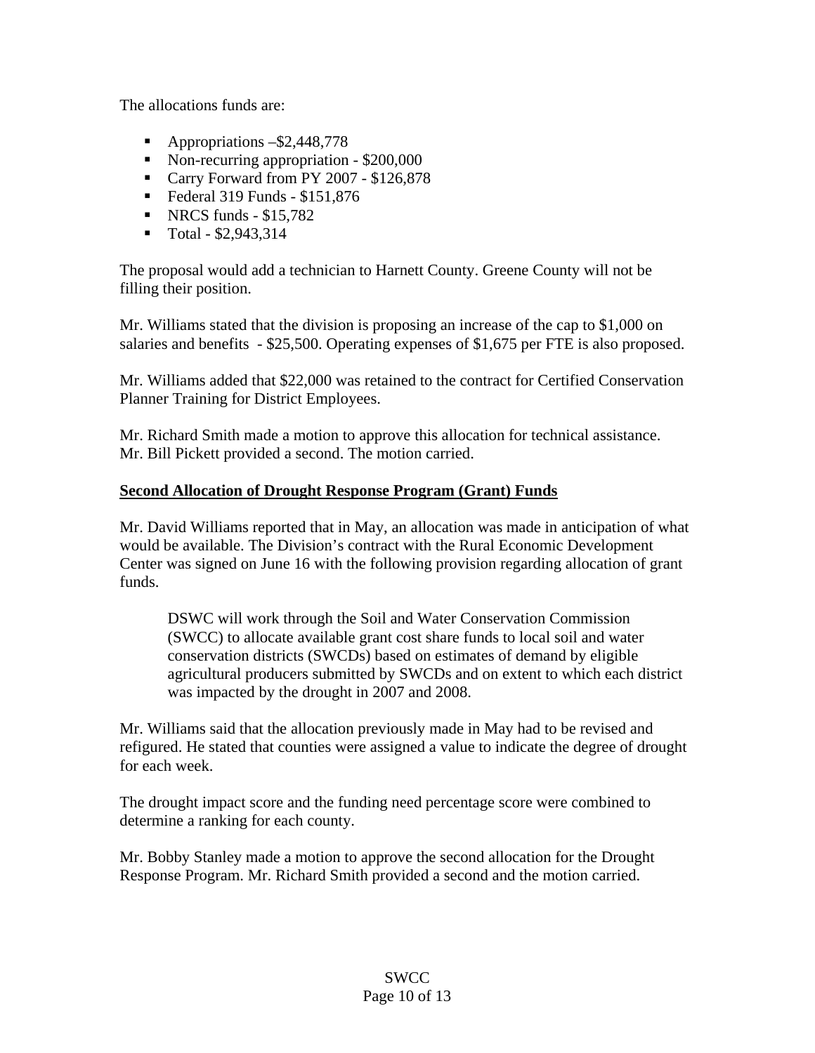The allocations funds are:

- Appropriations –$2,448,778
- Non-recurring appropriation - $200,000
- Carry Forward from PY 2007 - $126,878
- Federal 319 Funds - $151,876
- NRCS funds - $15,782
- Total - $2,943,314

The proposal would add a technician to Harnett County. Greene County will not be filling their position.

Mr. Williams stated that the division is proposing an increase of the cap to $1,000 on salaries and benefits - $25,500. Operating expenses of $1,675 per FTE is also proposed.

Mr. Williams added that $22,000 was retained to the contract for Certified Conservation Planner Training for District Employees.

Mr. Richard Smith made a motion to approve this allocation for technical assistance. Mr. Bill Pickett provided a second. The motion carried.

**Second Allocation of Drought Response Program (Grant) Funds**

Mr. David Williams reported that in May, an allocation was made in anticipation of what would be available. The Division's contract with the Rural Economic Development Center was signed on June 16 with the following provision regarding allocation of grant funds.

> DSWC will work through the Soil and Water Conservation Commission (SWCC) to allocate available grant cost share funds to local soil and water conservation districts (SWCDs) based on estimates of demand by eligible agricultural producers submitted by SWCDs and on extent to which each district was impacted by the drought in 2007 and 2008.

Mr. Williams said that the allocation previously made in May had to be revised and refigured. He stated that counties were assigned a value to indicate the degree of drought for each week.

The drought impact score and the funding need percentage score were combined to determine a ranking for each county.

Mr. Bobby Stanley made a motion to approve the second allocation for the Drought Response Program. Mr. Richard Smith provided a second and the motion carried.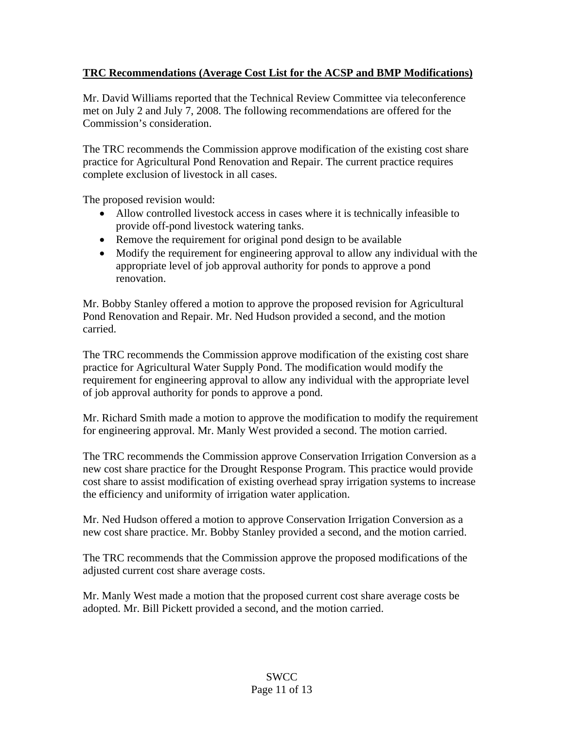**TRC Recommendations (Average Cost List for the ACSP and BMP Modifications)**

Mr. David Williams reported that the Technical Review Committee via teleconference met on July 2 and July 7, 2008. The following recommendations are offered for the Commission's consideration.

The TRC recommends the Commission approve modification of the existing cost share practice for Agricultural Pond Renovation and Repair. The current practice requires complete exclusion of livestock in all cases.

The proposed revision would:

- Allow controlled livestock access in cases where it is technically infeasible to provide off-pond livestock watering tanks.
- Remove the requirement for original pond design to be available
- Modify the requirement for engineering approval to allow any individual with the appropriate level of job approval authority for ponds to approve a pond renovation.

Mr. Bobby Stanley offered a motion to approve the proposed revision for Agricultural Pond Renovation and Repair. Mr. Ned Hudson provided a second, and the motion carried.

The TRC recommends the Commission approve modification of the existing cost share practice for Agricultural Water Supply Pond. The modification would modify the requirement for engineering approval to allow any individual with the appropriate level of job approval authority for ponds to approve a pond.

Mr. Richard Smith made a motion to approve the modification to modify the requirement for engineering approval. Mr. Manly West provided a second. The motion carried.

The TRC recommends the Commission approve Conservation Irrigation Conversion as a new cost share practice for the Drought Response Program. This practice would provide cost share to assist modification of existing overhead spray irrigation systems to increase the efficiency and uniformity of irrigation water application.

Mr. Ned Hudson offered a motion to approve Conservation Irrigation Conversion as a new cost share practice. Mr. Bobby Stanley provided a second, and the motion carried.

The TRC recommends that the Commission approve the proposed modifications of the adjusted current cost share average costs.

Mr. Manly West made a motion that the proposed current cost share average costs be adopted. Mr. Bill Pickett provided a second, and the motion carried.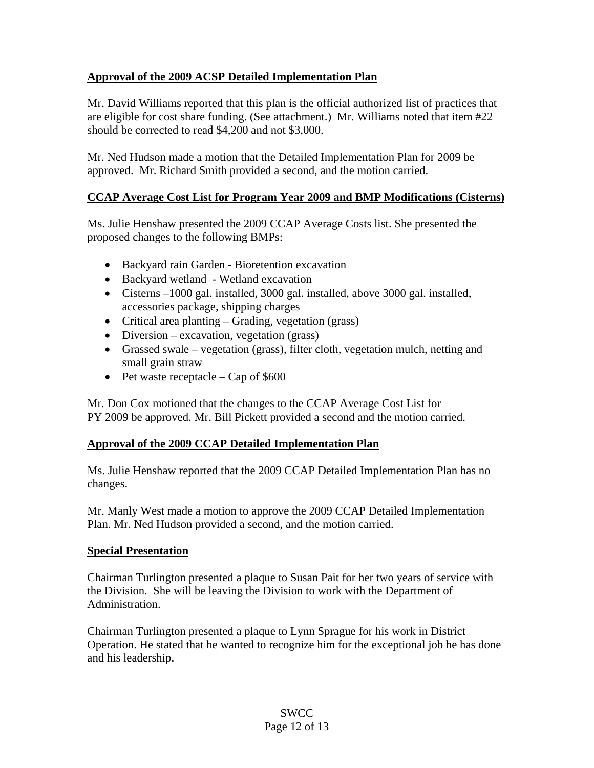**Approval of the 2009 ACSP Detailed Implementation Plan**

Mr. David Williams reported that this plan is the official authorized list of practices that are eligible for cost share funding. (See attachment.) Mr. Williams noted that item #22 should be corrected to read $4,200 and not $3,000.

Mr. Ned Hudson made a motion that the Detailed Implementation Plan for 2009 be approved. Mr. Richard Smith provided a second, and the motion carried.

**CCAP Average Cost List for Program Year 2009 and BMP Modifications (Cisterns)**

Ms. Julie Henshaw presented the 2009 CCAP Average Costs list. She presented the proposed changes to the following BMPs:

- Backyard rain Garden - Bioretention excavation
- Backyard wetland - Wetland excavation
- Cisterns –1000 gal. installed, 3000 gal. installed, above 3000 gal. installed, accessories package, shipping charges
- Critical area planting – Grading, vegetation (grass)
- Diversion – excavation, vegetation (grass)
- Grassed swale – vegetation (grass), filter cloth, vegetation mulch, netting and small grain straw
- Pet waste receptacle – Cap of $600

Mr. Don Cox motioned that the changes to the CCAP Average Cost List for PY 2009 be approved. Mr. Bill Pickett provided a second and the motion carried.

**Approval of the 2009 CCAP Detailed Implementation Plan**

Ms. Julie Henshaw reported that the 2009 CCAP Detailed Implementation Plan has no changes.

Mr. Manly West made a motion to approve the 2009 CCAP Detailed Implementation Plan. Mr. Ned Hudson provided a second, and the motion carried.

**Special Presentation**

Chairman Turlington presented a plaque to Susan Pait for her two years of service with the Division. She will be leaving the Division to work with the Department of Administration.

Chairman Turlington presented a plaque to Lynn Sprague for his work in District Operation. He stated that he wanted to recognize him for the exceptional job he has done and his leadership.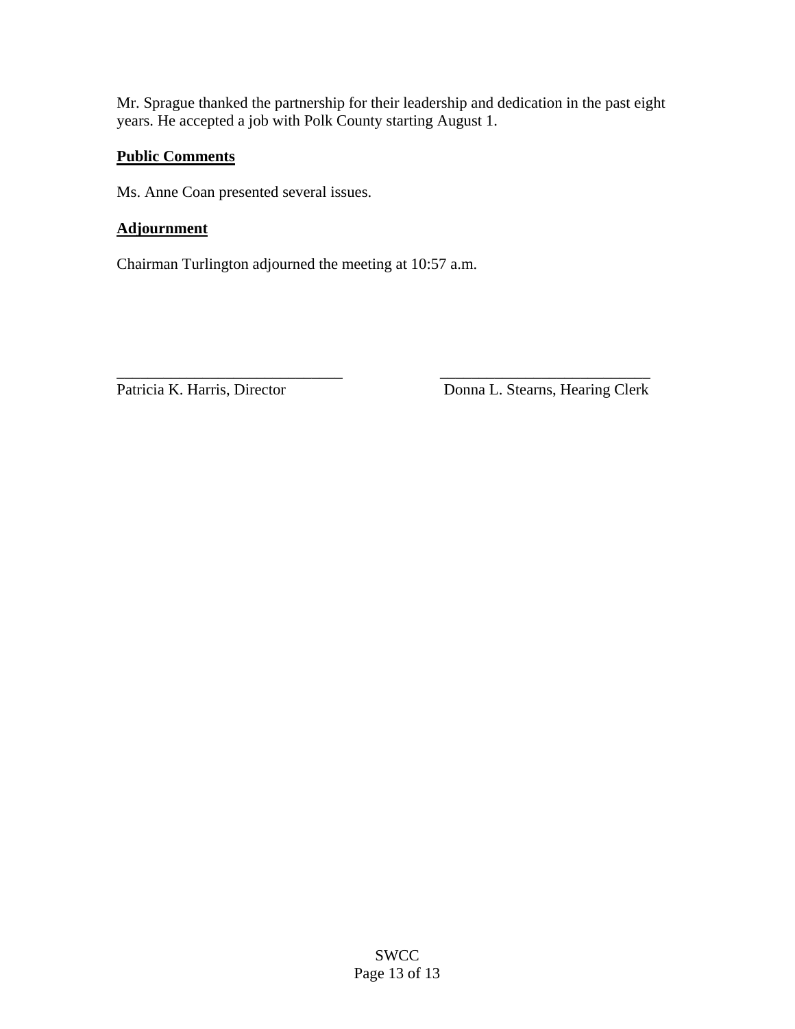Mr. Sprague thanked the partnership for their leadership and dedication in the past eight years. He accepted a job with Polk County starting August 1.

**Public Comments**

Ms. Anne Coan presented several issues.

**Adjournment**

Chairman Turlington adjourned the meeting at 10:57 a.m.

\_\_\_\_\_\_\_\_\_\_\_\_\_\_\_\_\_\_\_\_\_\_\_\_\_\_\_\_\_\_ \_\_\_\_\_\_\_\_\_\_\_\_\_\_\_\_\_\_\_\_\_\_\_\_\_\_\_\_

Patricia K. Harris, Director Donna L. Stearns, Hearing Clerk